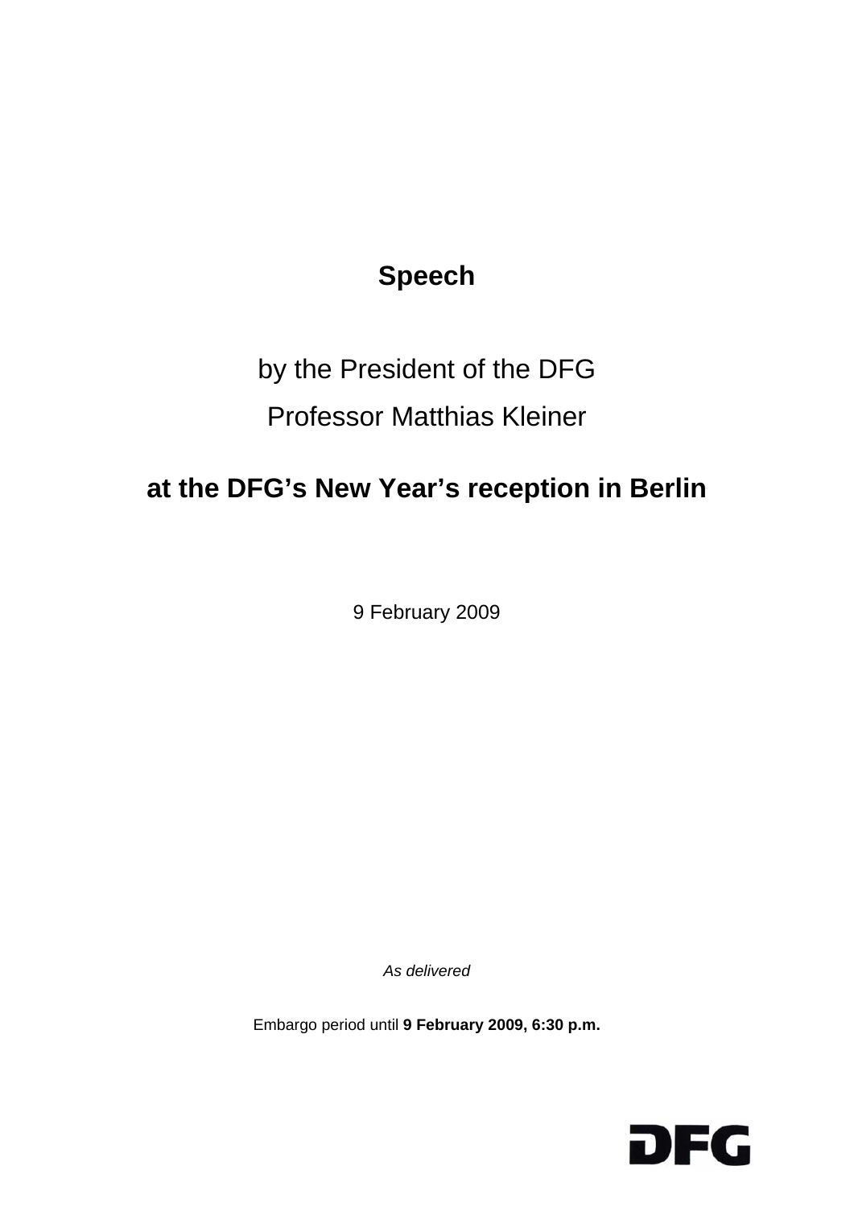# Speech

by the President of the DFG

Professor Matthias Kleiner

## at the DFG's New Year's reception in Berlin

9 February 2009

*As delivered*

Embargo period until **9 February 2009, 6:30 p.m.**

DFG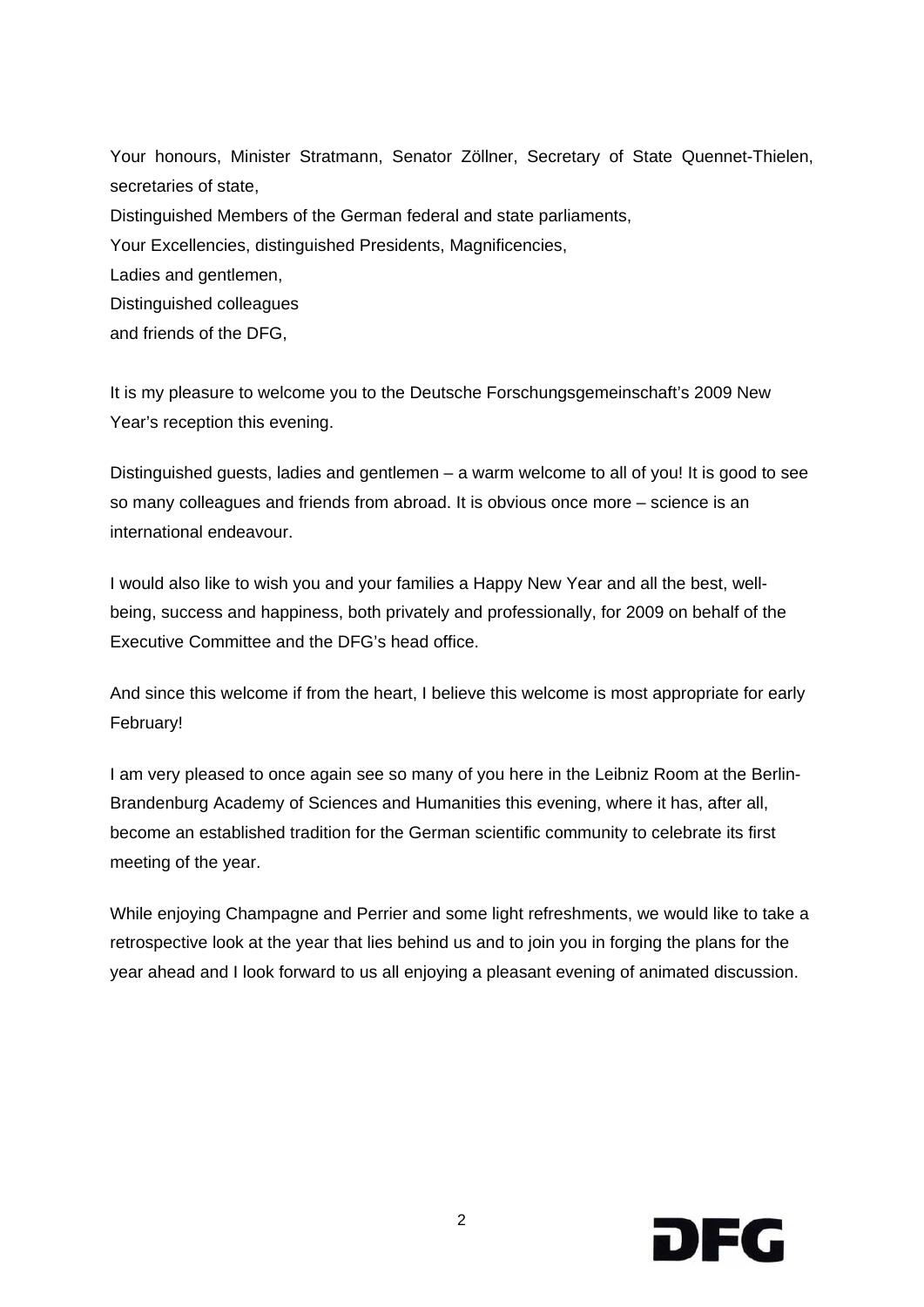Your honours, Minister Stratmann, Senator Zöllner, Secretary of State Quennet-Thielen, secretaries of state,

Distinguished Members of the German federal and state parliaments,

Your Excellencies, distinguished Presidents, Magnificencies,

Ladies and gentlemen,

Distinguished colleagues

and friends of the DFG,

It is my pleasure to welcome you to the Deutsche Forschungsgemeinschaft's 2009 New Year's reception this evening.

Distinguished guests, ladies and gentlemen – a warm welcome to all of you! It is good to see so many colleagues and friends from abroad. It is obvious once more – science is an international endeavour.

I would also like to wish you and your families a Happy New Year and all the best, well-being, success and happiness, both privately and professionally, for 2009 on behalf of the Executive Committee and the DFG's head office.

And since this welcome if from the heart, I believe this welcome is most appropriate for early February!

I am very pleased to once again see so many of you here in the Leibniz Room at the Berlin-Brandenburg Academy of Sciences and Humanities this evening, where it has, after all, become an established tradition for the German scientific community to celebrate its first meeting of the year.

While enjoying Champagne and Perrier and some light refreshments, we would like to take a retrospective look at the year that lies behind us and to join you in forging the plans for the year ahead and I look forward to us all enjoying a pleasant evening of animated discussion.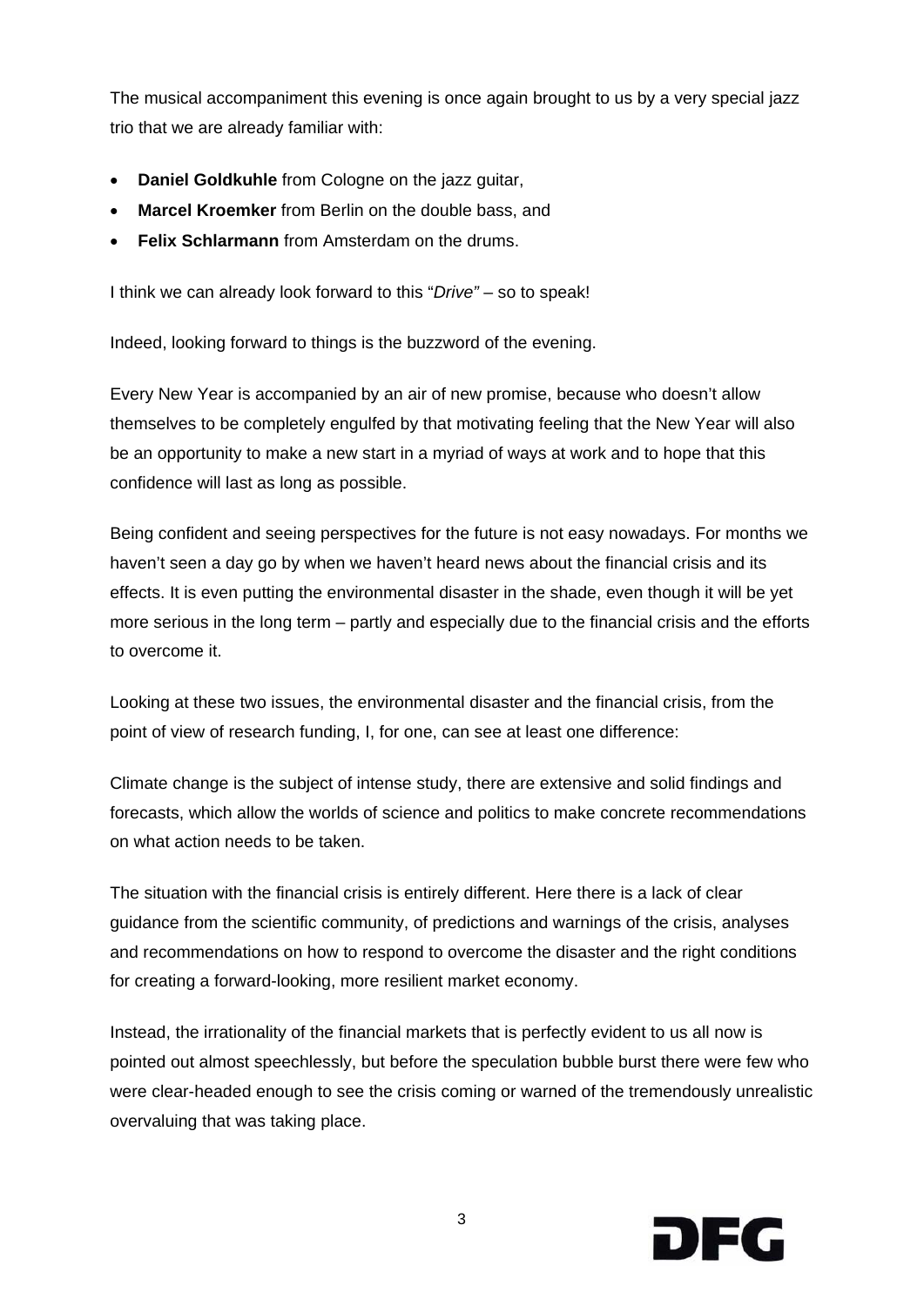The musical accompaniment this evening is once again brought to us by a very special jazz trio that we are already familiar with:

- **Daniel Goldkuhle** from Cologne on the jazz guitar,
- **Marcel Kroemker** from Berlin on the double bass, and
- **Felix Schlarmann** from Amsterdam on the drums.

I think we can already look forward to this "*Drive"* – so to speak!

Indeed, looking forward to things is the buzzword of the evening.

Every New Year is accompanied by an air of new promise, because who doesn't allow themselves to be completely engulfed by that motivating feeling that the New Year will also be an opportunity to make a new start in a myriad of ways at work and to hope that this confidence will last as long as possible.

Being confident and seeing perspectives for the future is not easy nowadays. For months we haven't seen a day go by when we haven't heard news about the financial crisis and its effects. It is even putting the environmental disaster in the shade, even though it will be yet more serious in the long term – partly and especially due to the financial crisis and the efforts to overcome it.

Looking at these two issues, the environmental disaster and the financial crisis, from the point of view of research funding, I, for one, can see at least one difference:

Climate change is the subject of intense study, there are extensive and solid findings and forecasts, which allow the worlds of science and politics to make concrete recommendations on what action needs to be taken.

The situation with the financial crisis is entirely different. Here there is a lack of clear guidance from the scientific community, of predictions and warnings of the crisis, analyses and recommendations on how to respond to overcome the disaster and the right conditions for creating a forward-looking, more resilient market economy.

Instead, the irrationality of the financial markets that is perfectly evident to us all now is pointed out almost speechlessly, but before the speculation bubble burst there were few who were clear-headed enough to see the crisis coming or warned of the tremendously unrealistic overvaluing that was taking place.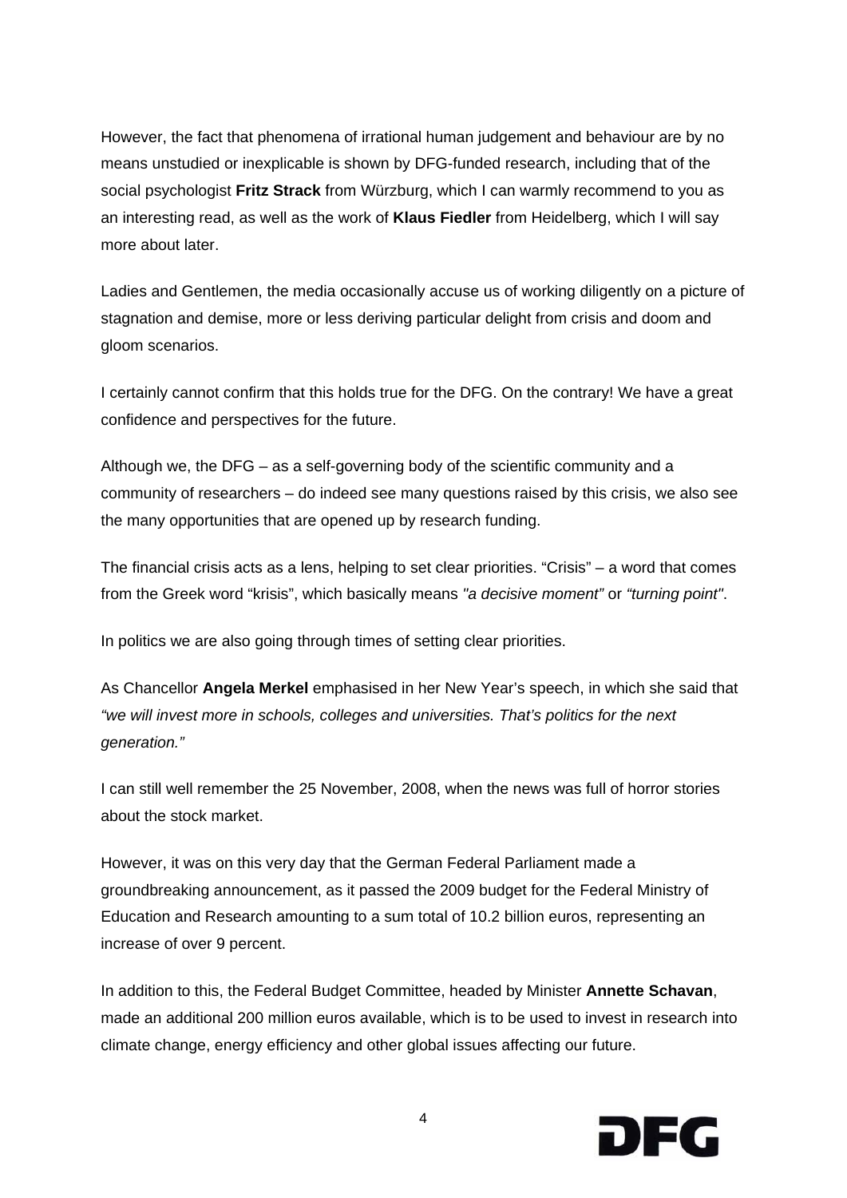However, the fact that phenomena of irrational human judgement and behaviour are by no means unstudied or inexplicable is shown by DFG-funded research, including that of the social psychologist **Fritz Strack** from Würzburg, which I can warmly recommend to you as an interesting read, as well as the work of **Klaus Fiedler** from Heidelberg, which I will say more about later.

Ladies and Gentlemen, the media occasionally accuse us of working diligently on a picture of stagnation and demise, more or less deriving particular delight from crisis and doom and gloom scenarios.

I certainly cannot confirm that this holds true for the DFG. On the contrary! We have a great confidence and perspectives for the future.

Although we, the DFG – as a self-governing body of the scientific community and a community of researchers – do indeed see many questions raised by this crisis, we also see the many opportunities that are opened up by research funding.

The financial crisis acts as a lens, helping to set clear priorities. "Crisis" – a word that comes from the Greek word "krisis", which basically means *"a decisive moment"* or *"turning point"*.

In politics we are also going through times of setting clear priorities.

As Chancellor **Angela Merkel** emphasised in her New Year's speech, in which she said that *"we will invest more in schools, colleges and universities. That's politics for the next generation."*

I can still well remember the 25 November, 2008, when the news was full of horror stories about the stock market.

However, it was on this very day that the German Federal Parliament made a groundbreaking announcement, as it passed the 2009 budget for the Federal Ministry of Education and Research amounting to a sum total of 10.2 billion euros, representing an increase of over 9 percent.

In addition to this, the Federal Budget Committee, headed by Minister **Annette Schavan**, made an additional 200 million euros available, which is to be used to invest in research into climate change, energy efficiency and other global issues affecting our future.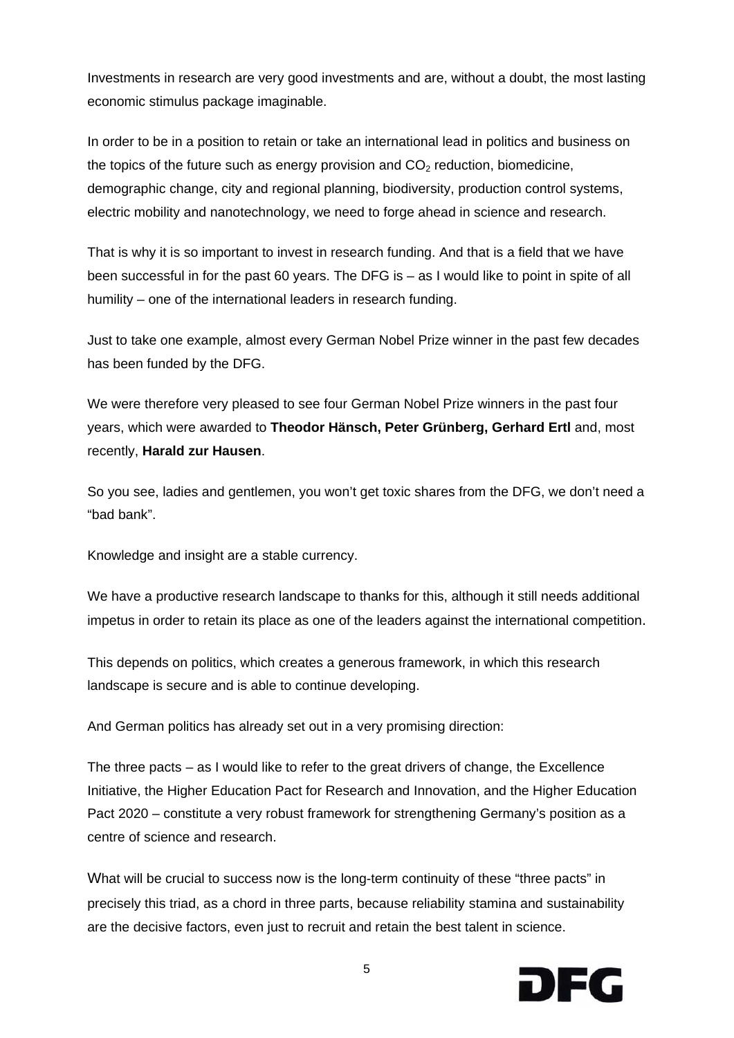Investments in research are very good investments and are, without a doubt, the most lasting economic stimulus package imaginable.

In order to be in a position to retain or take an international lead in politics and business on the topics of the future such as energy provision and $CO_2$ reduction, biomedicine, demographic change, city and regional planning, biodiversity, production control systems, electric mobility and nanotechnology, we need to forge ahead in science and research.

That is why it is so important to invest in research funding. And that is a field that we have been successful in for the past 60 years. The DFG is – as I would like to point in spite of all humility – one of the international leaders in research funding.

Just to take one example, almost every German Nobel Prize winner in the past few decades has been funded by the DFG.

We were therefore very pleased to see four German Nobel Prize winners in the past four years, which were awarded to **Theodor Hänsch, Peter Grünberg, Gerhard Ertl** and, most recently, **Harald zur Hausen**.

So you see, ladies and gentlemen, you won't get toxic shares from the DFG, we don't need a "bad bank".

Knowledge and insight are a stable currency.

We have a productive research landscape to thanks for this, although it still needs additional impetus in order to retain its place as one of the leaders against the international competition.

This depends on politics, which creates a generous framework, in which this research landscape is secure and is able to continue developing.

And German politics has already set out in a very promising direction:

The three pacts – as I would like to refer to the great drivers of change, the Excellence Initiative, the Higher Education Pact for Research and Innovation, and the Higher Education Pact 2020 – constitute a very robust framework for strengthening Germany's position as a centre of science and research.

What will be crucial to success now is the long-term continuity of these "three pacts" in precisely this triad, as a chord in three parts, because reliability stamina and sustainability are the decisive factors, even just to recruit and retain the best talent in science.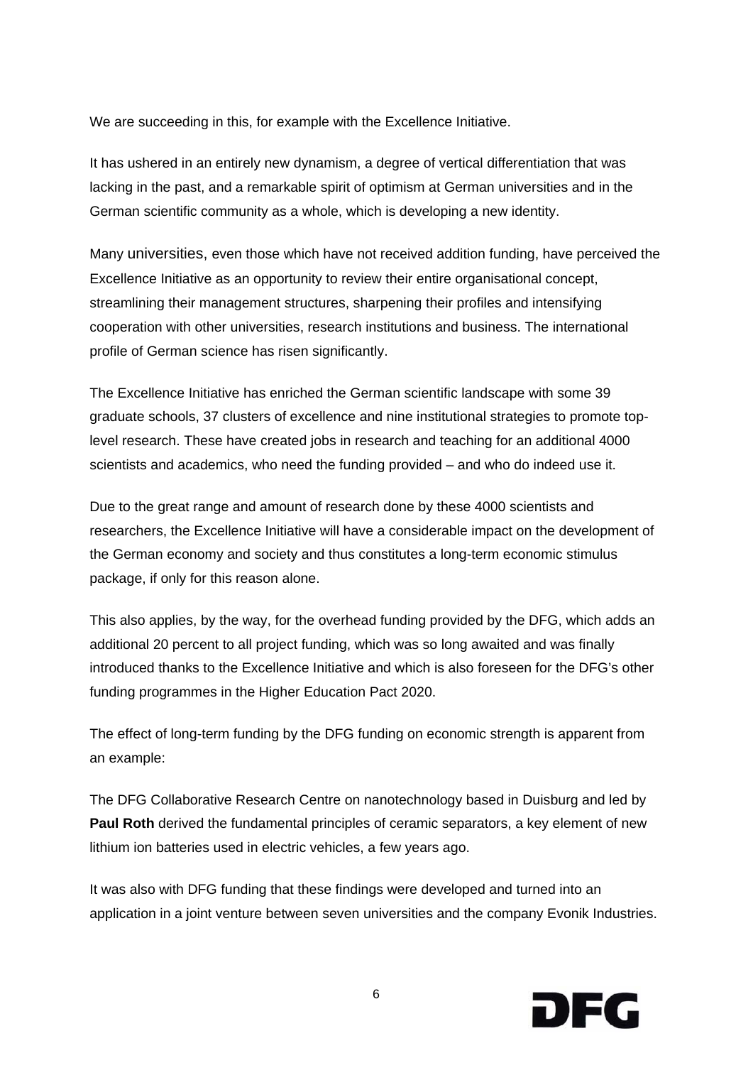We are succeeding in this, for example with the Excellence Initiative.

It has ushered in an entirely new dynamism, a degree of vertical differentiation that was lacking in the past, and a remarkable spirit of optimism at German universities and in the German scientific community as a whole, which is developing a new identity.

Many universities, even those which have not received addition funding, have perceived the Excellence Initiative as an opportunity to review their entire organisational concept, streamlining their management structures, sharpening their profiles and intensifying cooperation with other universities, research institutions and business. The international profile of German science has risen significantly.

The Excellence Initiative has enriched the German scientific landscape with some 39 graduate schools, 37 clusters of excellence and nine institutional strategies to promote top-level research. These have created jobs in research and teaching for an additional 4000 scientists and academics, who need the funding provided – and who do indeed use it.

Due to the great range and amount of research done by these 4000 scientists and researchers, the Excellence Initiative will have a considerable impact on the development of the German economy and society and thus constitutes a long-term economic stimulus package, if only for this reason alone.

This also applies, by the way, for the overhead funding provided by the DFG, which adds an additional 20 percent to all project funding, which was so long awaited and was finally introduced thanks to the Excellence Initiative and which is also foreseen for the DFG's other funding programmes in the Higher Education Pact 2020.

The effect of long-term funding by the DFG funding on economic strength is apparent from an example:

The DFG Collaborative Research Centre on nanotechnology based in Duisburg and led by **Paul Roth** derived the fundamental principles of ceramic separators, a key element of new lithium ion batteries used in electric vehicles, a few years ago.

It was also with DFG funding that these findings were developed and turned into an application in a joint venture between seven universities and the company Evonik Industries.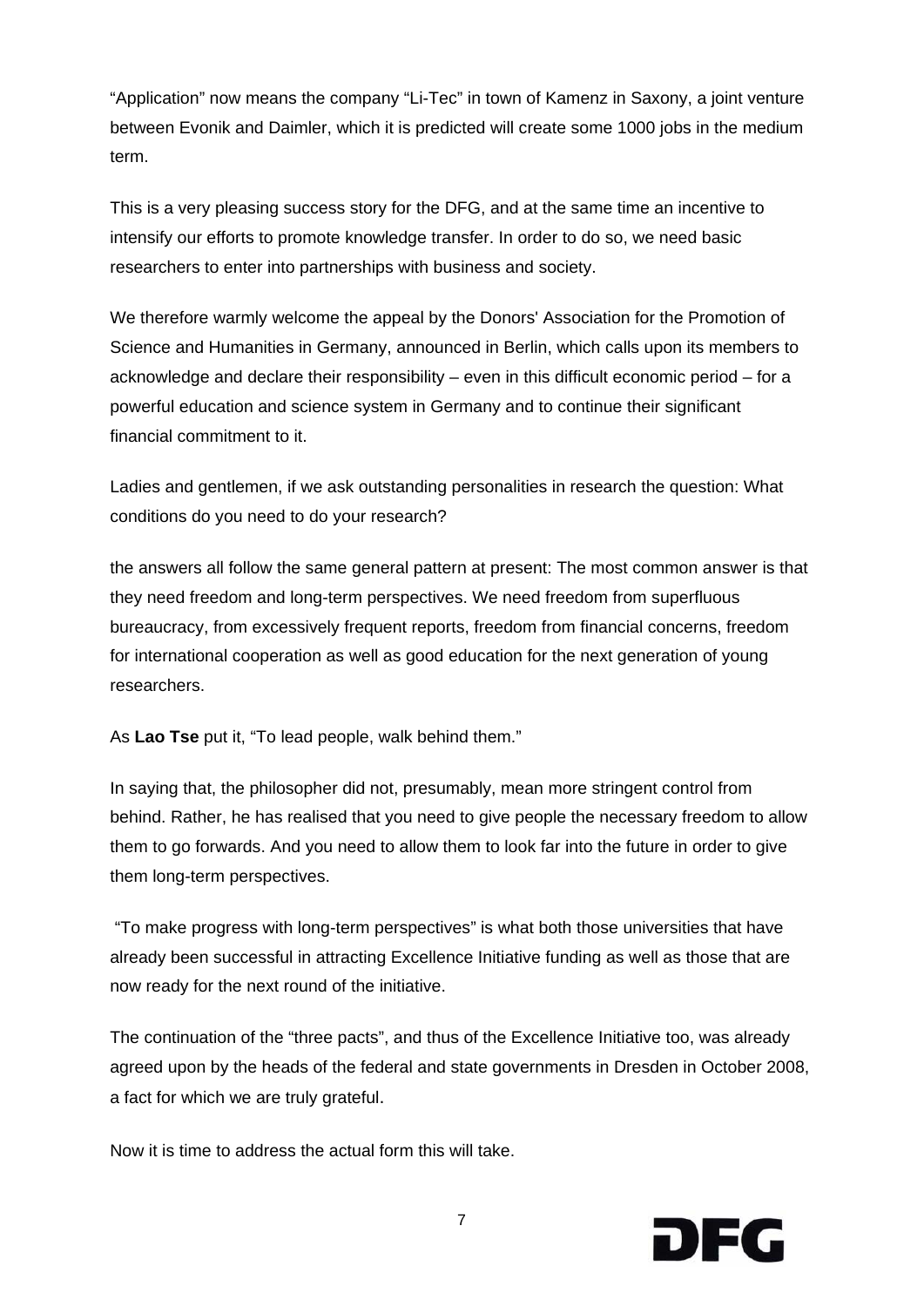“Application” now means the company “Li-Tec” in town of Kamenz in Saxony, a joint venture between Evonik and Daimler, which it is predicted will create some 1000 jobs in the medium term.

This is a very pleasing success story for the DFG, and at the same time an incentive to intensify our efforts to promote knowledge transfer. In order to do so, we need basic researchers to enter into partnerships with business and society.

We therefore warmly welcome the appeal by the Donors' Association for the Promotion of Science and Humanities in Germany, announced in Berlin, which calls upon its members to acknowledge and declare their responsibility – even in this difficult economic period – for a powerful education and science system in Germany and to continue their significant financial commitment to it.

Ladies and gentlemen, if we ask outstanding personalities in research the question: What conditions do you need to do your research?

the answers all follow the same general pattern at present: The most common answer is that they need freedom and long-term perspectives. We need freedom from superfluous bureaucracy, from excessively frequent reports, freedom from financial concerns, freedom for international cooperation as well as good education for the next generation of young researchers.

As **Lao Tse** put it, “To lead people, walk behind them.”

In saying that, the philosopher did not, presumably, mean more stringent control from behind. Rather, he has realised that you need to give people the necessary freedom to allow them to go forwards. And you need to allow them to look far into the future in order to give them long-term perspectives.

“To make progress with long-term perspectives” is what both those universities that have already been successful in attracting Excellence Initiative funding as well as those that are now ready for the next round of the initiative.

The continuation of the “three pacts”, and thus of the Excellence Initiative too, was already agreed upon by the heads of the federal and state governments in Dresden in October 2008, a fact for which we are truly grateful.

Now it is time to address the actual form this will take.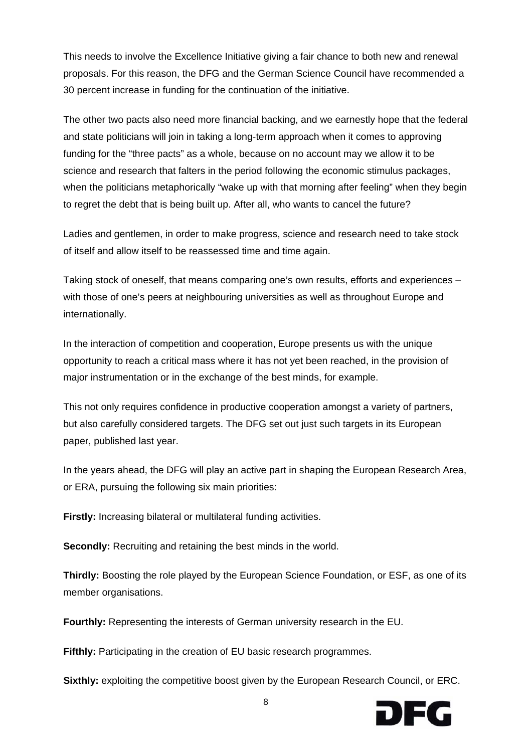This needs to involve the Excellence Initiative giving a fair chance to both new and renewal proposals. For this reason, the DFG and the German Science Council have recommended a 30 percent increase in funding for the continuation of the initiative.

The other two pacts also need more financial backing, and we earnestly hope that the federal and state politicians will join in taking a long-term approach when it comes to approving funding for the "three pacts" as a whole, because on no account may we allow it to be science and research that falters in the period following the economic stimulus packages, when the politicians metaphorically "wake up with that morning after feeling" when they begin to regret the debt that is being built up. After all, who wants to cancel the future?

Ladies and gentlemen, in order to make progress, science and research need to take stock of itself and allow itself to be reassessed time and time again.

Taking stock of oneself, that means comparing one's own results, efforts and experiences – with those of one's peers at neighbouring universities as well as throughout Europe and internationally.

In the interaction of competition and cooperation, Europe presents us with the unique opportunity to reach a critical mass where it has not yet been reached, in the provision of major instrumentation or in the exchange of the best minds, for example.

This not only requires confidence in productive cooperation amongst a variety of partners, but also carefully considered targets. The DFG set out just such targets in its European paper, published last year.

In the years ahead, the DFG will play an active part in shaping the European Research Area, or ERA, pursuing the following six main priorities:

**Firstly:** Increasing bilateral or multilateral funding activities.

**Secondly:** Recruiting and retaining the best minds in the world.

**Thirdly:** Boosting the role played by the European Science Foundation, or ESF, as one of its member organisations.

**Fourthly:** Representing the interests of German university research in the EU.

**Fifthly:** Participating in the creation of EU basic research programmes.

**Sixthly:** exploiting the competitive boost given by the European Research Council, or ERC.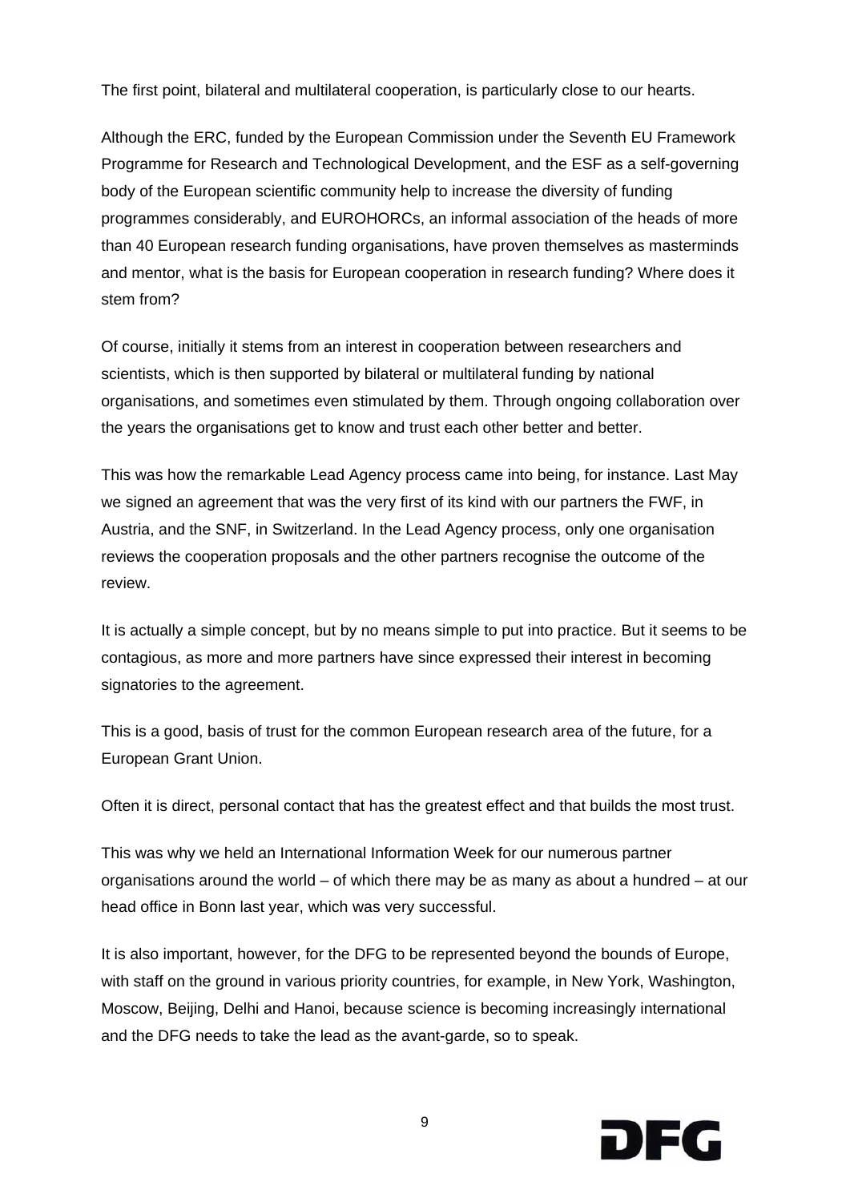The first point, bilateral and multilateral cooperation, is particularly close to our hearts.

Although the ERC, funded by the European Commission under the Seventh EU Framework Programme for Research and Technological Development, and the ESF as a self-governing body of the European scientific community help to increase the diversity of funding programmes considerably, and EUROHORCs, an informal association of the heads of more than 40 European research funding organisations, have proven themselves as masterminds and mentor, what is the basis for European cooperation in research funding? Where does it stem from?

Of course, initially it stems from an interest in cooperation between researchers and scientists, which is then supported by bilateral or multilateral funding by national organisations, and sometimes even stimulated by them. Through ongoing collaboration over the years the organisations get to know and trust each other better and better.

This was how the remarkable Lead Agency process came into being, for instance. Last May we signed an agreement that was the very first of its kind with our partners the FWF, in Austria, and the SNF, in Switzerland. In the Lead Agency process, only one organisation reviews the cooperation proposals and the other partners recognise the outcome of the review.

It is actually a simple concept, but by no means simple to put into practice. But it seems to be contagious, as more and more partners have since expressed their interest in becoming signatories to the agreement.

This is a good, basis of trust for the common European research area of the future, for a European Grant Union.

Often it is direct, personal contact that has the greatest effect and that builds the most trust.

This was why we held an International Information Week for our numerous partner organisations around the world – of which there may be as many as about a hundred – at our head office in Bonn last year, which was very successful.

It is also important, however, for the DFG to be represented beyond the bounds of Europe, with staff on the ground in various priority countries, for example, in New York, Washington, Moscow, Beijing, Delhi and Hanoi, because science is becoming increasingly international and the DFG needs to take the lead as the avant-garde, so to speak.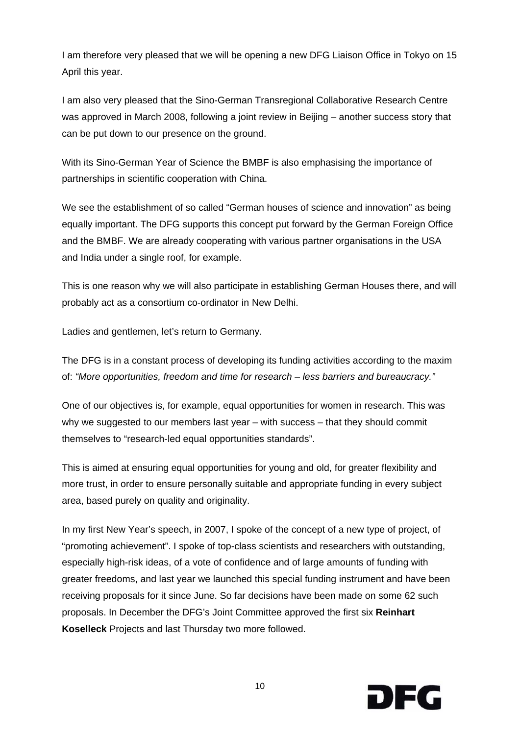I am therefore very pleased that we will be opening a new DFG Liaison Office in Tokyo on 15 April this year.

I am also very pleased that the Sino-German Transregional Collaborative Research Centre was approved in March 2008, following a joint review in Beijing – another success story that can be put down to our presence on the ground.

With its Sino-German Year of Science the BMBF is also emphasising the importance of partnerships in scientific cooperation with China.

We see the establishment of so called "German houses of science and innovation" as being equally important. The DFG supports this concept put forward by the German Foreign Office and the BMBF. We are already cooperating with various partner organisations in the USA and India under a single roof, for example.

This is one reason why we will also participate in establishing German Houses there, and will probably act as a consortium co-ordinator in New Delhi.

Ladies and gentlemen, let's return to Germany.

The DFG is in a constant process of developing its funding activities according to the maxim of: *"More opportunities, freedom and time for research – less barriers and bureaucracy."*

One of our objectives is, for example, equal opportunities for women in research. This was why we suggested to our members last year – with success – that they should commit themselves to "research-led equal opportunities standards".

This is aimed at ensuring equal opportunities for young and old, for greater flexibility and more trust, in order to ensure personally suitable and appropriate funding in every subject area, based purely on quality and originality.

In my first New Year's speech, in 2007, I spoke of the concept of a new type of project, of "promoting achievement". I spoke of top-class scientists and researchers with outstanding, especially high-risk ideas, of a vote of confidence and of large amounts of funding with greater freedoms, and last year we launched this special funding instrument and have been receiving proposals for it since June. So far decisions have been made on some 62 such proposals. In December the DFG's Joint Committee approved the first six **Reinhart Koselleck** Projects and last Thursday two more followed.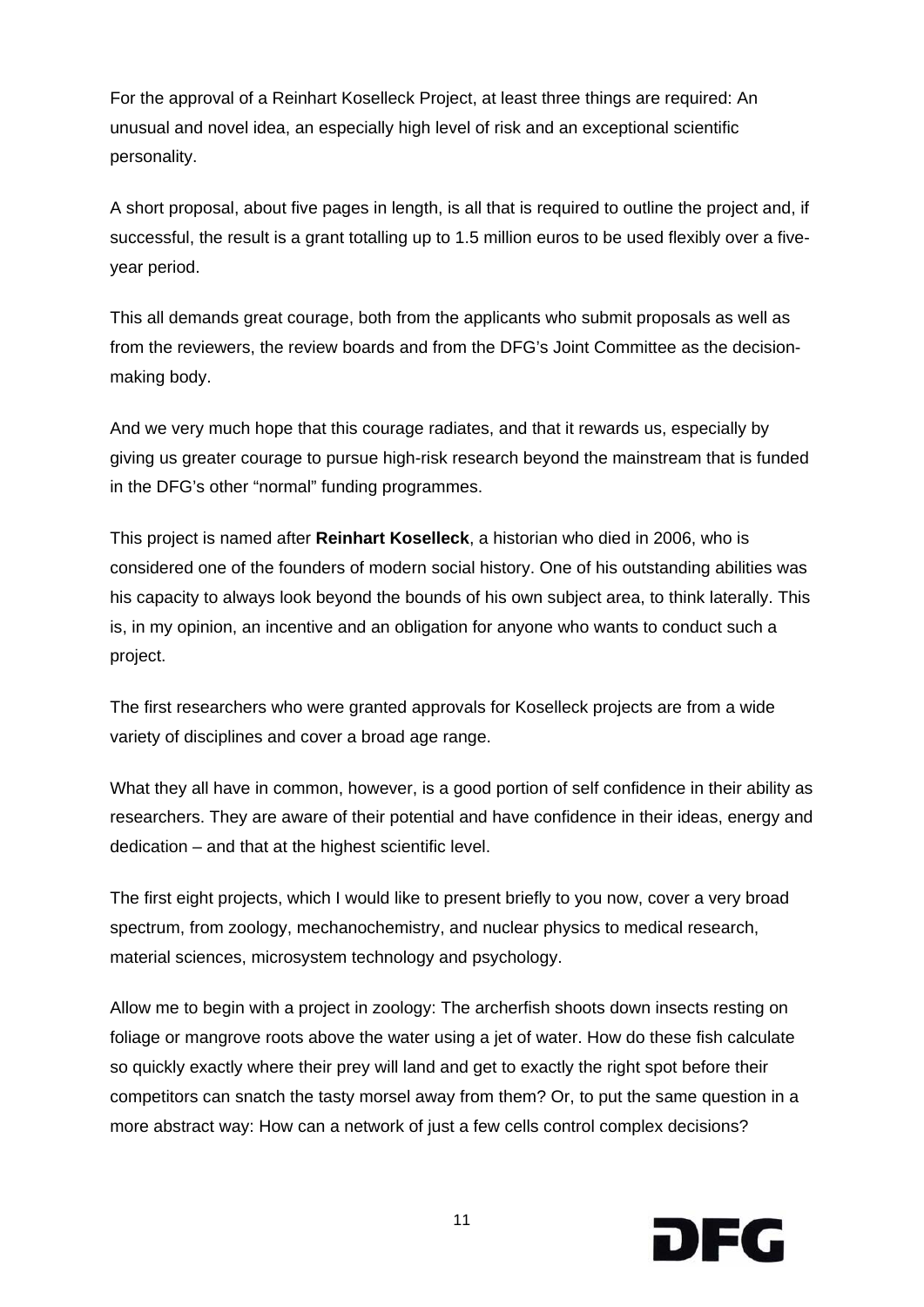For the approval of a Reinhart Koselleck Project, at least three things are required: An unusual and novel idea, an especially high level of risk and an exceptional scientific personality.

A short proposal, about five pages in length, is all that is required to outline the project and, if successful, the result is a grant totalling up to 1.5 million euros to be used flexibly over a five-year period.

This all demands great courage, both from the applicants who submit proposals as well as from the reviewers, the review boards and from the DFG's Joint Committee as the decision-making body.

And we very much hope that this courage radiates, and that it rewards us, especially by giving us greater courage to pursue high-risk research beyond the mainstream that is funded in the DFG's other "normal" funding programmes.

This project is named after **Reinhart Koselleck**, a historian who died in 2006, who is considered one of the founders of modern social history. One of his outstanding abilities was his capacity to always look beyond the bounds of his own subject area, to think laterally. This is, in my opinion, an incentive and an obligation for anyone who wants to conduct such a project.

The first researchers who were granted approvals for Koselleck projects are from a wide variety of disciplines and cover a broad age range.

What they all have in common, however, is a good portion of self confidence in their ability as researchers. They are aware of their potential and have confidence in their ideas, energy and dedication – and that at the highest scientific level.

The first eight projects, which I would like to present briefly to you now, cover a very broad spectrum, from zoology, mechanochemistry, and nuclear physics to medical research, material sciences, microsystem technology and psychology.

Allow me to begin with a project in zoology: The archerfish shoots down insects resting on foliage or mangrove roots above the water using a jet of water. How do these fish calculate so quickly exactly where their prey will land and get to exactly the right spot before their competitors can snatch the tasty morsel away from them? Or, to put the same question in a more abstract way: How can a network of just a few cells control complex decisions?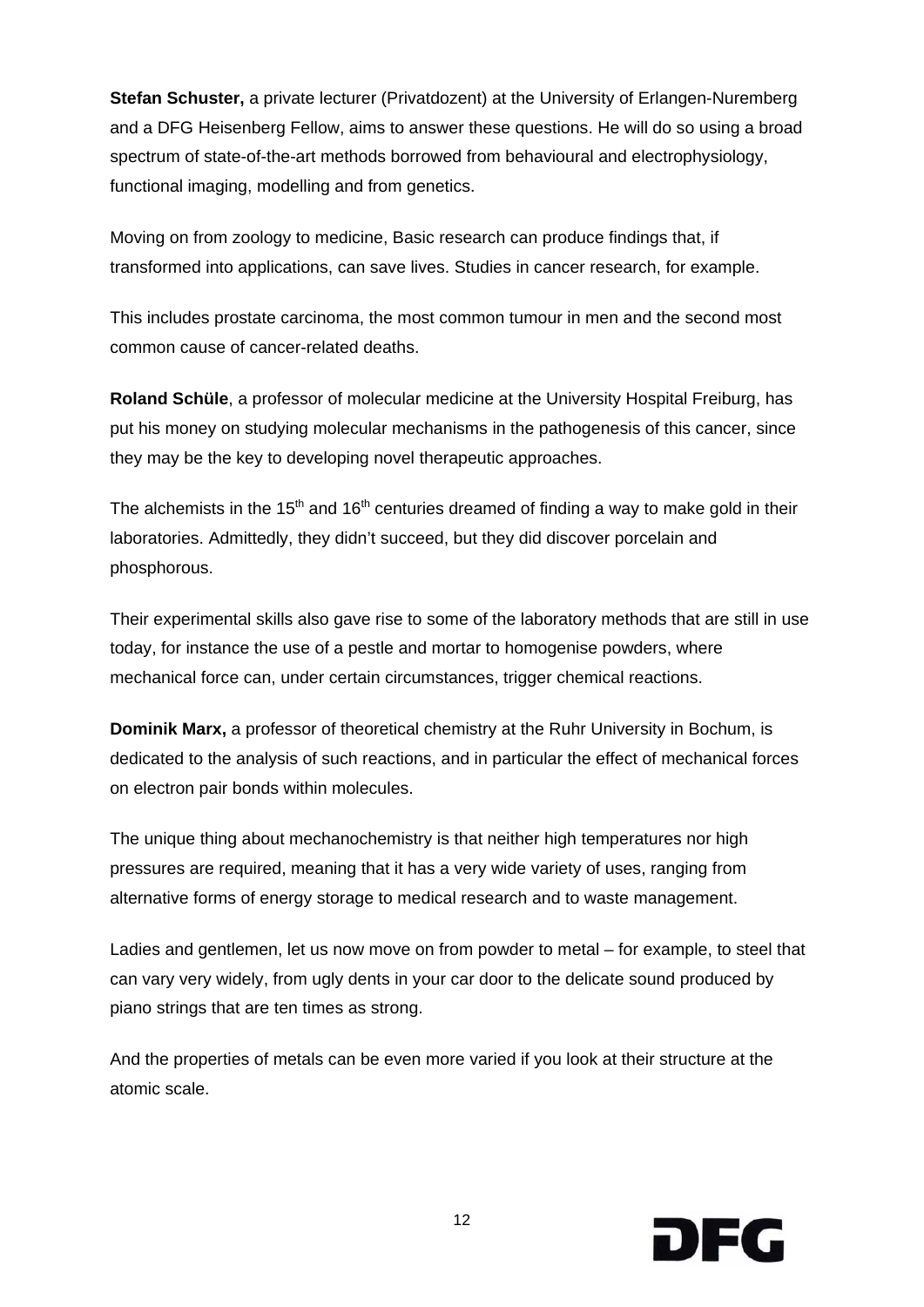**Stefan Schuster,** a private lecturer (Privatdozent) at the University of Erlangen-Nuremberg and a DFG Heisenberg Fellow, aims to answer these questions. He will do so using a broad spectrum of state-of-the-art methods borrowed from behavioural and electrophysiology, functional imaging, modelling and from genetics.

Moving on from zoology to medicine, Basic research can produce findings that, if transformed into applications, can save lives. Studies in cancer research, for example.

This includes prostate carcinoma, the most common tumour in men and the second most common cause of cancer-related deaths.

**Roland Schüle**, a professor of molecular medicine at the University Hospital Freiburg, has put his money on studying molecular mechanisms in the pathogenesis of this cancer, since they may be the key to developing novel therapeutic approaches.

The alchemists in the 15th and 16th centuries dreamed of finding a way to make gold in their laboratories. Admittedly, they didn't succeed, but they did discover porcelain and phosphorous.

Their experimental skills also gave rise to some of the laboratory methods that are still in use today, for instance the use of a pestle and mortar to homogenise powders, where mechanical force can, under certain circumstances, trigger chemical reactions.

**Dominik Marx,** a professor of theoretical chemistry at the Ruhr University in Bochum, is dedicated to the analysis of such reactions, and in particular the effect of mechanical forces on electron pair bonds within molecules.

The unique thing about mechanochemistry is that neither high temperatures nor high pressures are required, meaning that it has a very wide variety of uses, ranging from alternative forms of energy storage to medical research and to waste management.

Ladies and gentlemen, let us now move on from powder to metal – for example, to steel that can vary very widely, from ugly dents in your car door to the delicate sound produced by piano strings that are ten times as strong.

And the properties of metals can be even more varied if you look at their structure at the atomic scale.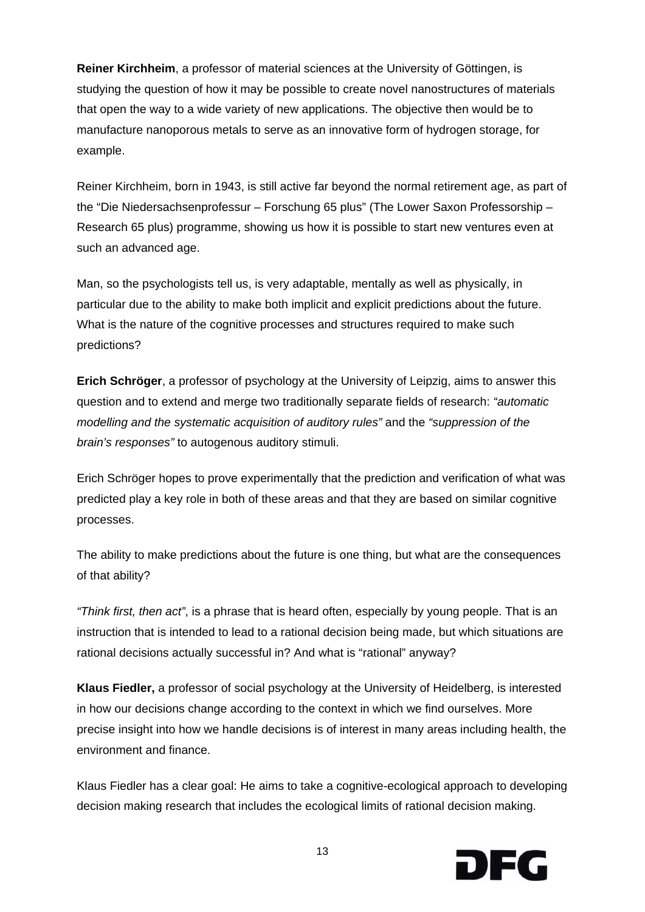**Reiner Kirchheim**, a professor of material sciences at the University of Göttingen, is studying the question of how it may be possible to create novel nanostructures of materials that open the way to a wide variety of new applications. The objective then would be to manufacture nanoporous metals to serve as an innovative form of hydrogen storage, for example.

Reiner Kirchheim, born in 1943, is still active far beyond the normal retirement age, as part of the "Die Niedersachsenprofessur – Forschung 65 plus" (The Lower Saxon Professorship – Research 65 plus) programme, showing us how it is possible to start new ventures even at such an advanced age.

Man, so the psychologists tell us, is very adaptable, mentally as well as physically, in particular due to the ability to make both implicit and explicit predictions about the future. What is the nature of the cognitive processes and structures required to make such predictions?

**Erich Schröger**, a professor of psychology at the University of Leipzig, aims to answer this question and to extend and merge two traditionally separate fields of research: *"automatic modelling and the systematic acquisition of auditory rules"* and the *"suppression of the brain's responses"* to autogenous auditory stimuli.

Erich Schröger hopes to prove experimentally that the prediction and verification of what was predicted play a key role in both of these areas and that they are based on similar cognitive processes.

The ability to make predictions about the future is one thing, but what are the consequences of that ability?

*"Think first, then act"*, is a phrase that is heard often, especially by young people. That is an instruction that is intended to lead to a rational decision being made, but which situations are rational decisions actually successful in? And what is "rational" anyway?

**Klaus Fiedler,** a professor of social psychology at the University of Heidelberg, is interested in how our decisions change according to the context in which we find ourselves. More precise insight into how we handle decisions is of interest in many areas including health, the environment and finance.

Klaus Fiedler has a clear goal: He aims to take a cognitive-ecological approach to developing decision making research that includes the ecological limits of rational decision making.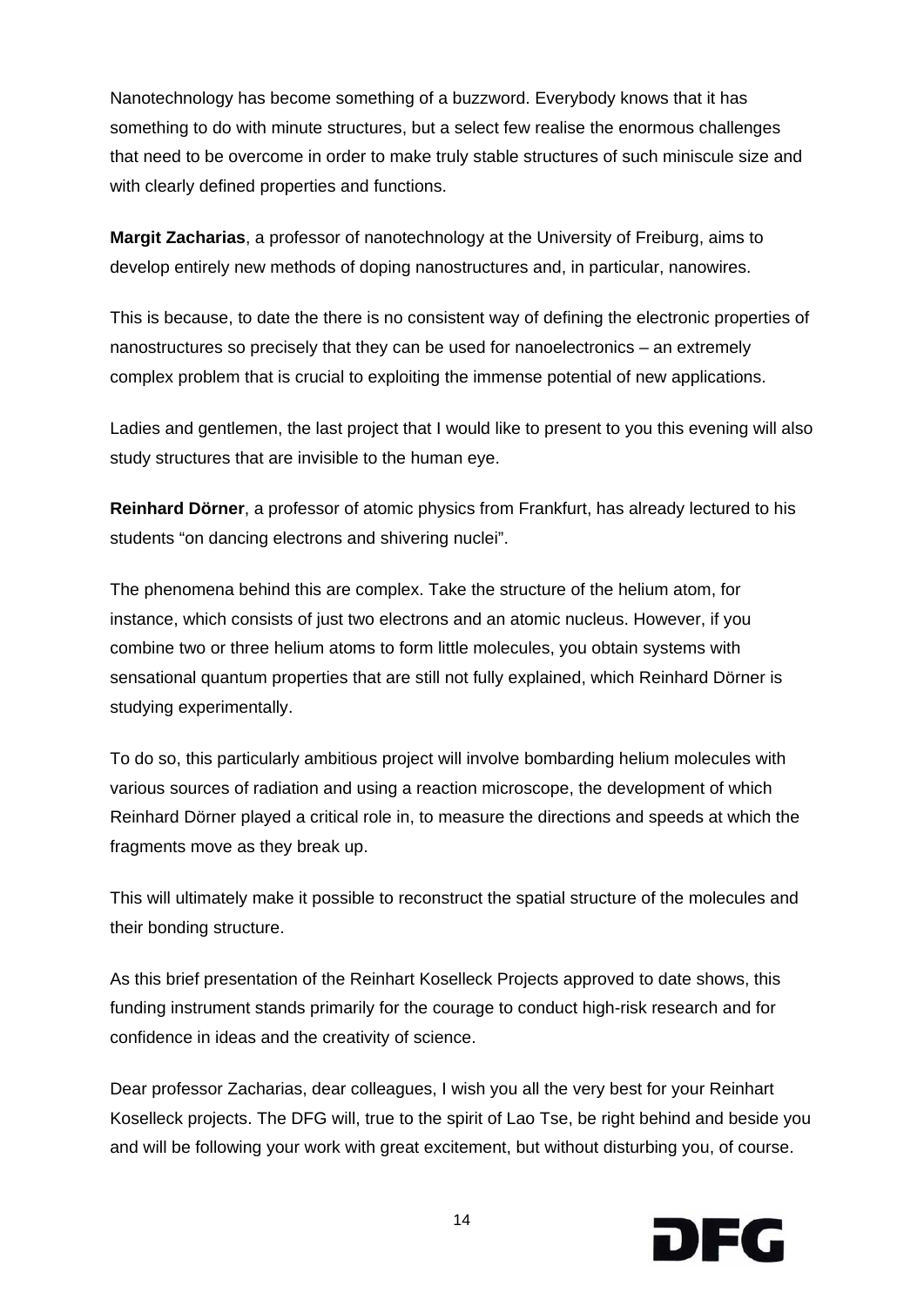Nanotechnology has become something of a buzzword. Everybody knows that it has something to do with minute structures, but a select few realise the enormous challenges that need to be overcome in order to make truly stable structures of such miniscule size and with clearly defined properties and functions.

**Margit Zacharias**, a professor of nanotechnology at the University of Freiburg, aims to develop entirely new methods of doping nanostructures and, in particular, nanowires.

This is because, to date the there is no consistent way of defining the electronic properties of nanostructures so precisely that they can be used for nanoelectronics – an extremely complex problem that is crucial to exploiting the immense potential of new applications.

Ladies and gentlemen, the last project that I would like to present to you this evening will also study structures that are invisible to the human eye.

**Reinhard Dörner**, a professor of atomic physics from Frankfurt, has already lectured to his students "on dancing electrons and shivering nuclei".

The phenomena behind this are complex. Take the structure of the helium atom, for instance, which consists of just two electrons and an atomic nucleus. However, if you combine two or three helium atoms to form little molecules, you obtain systems with sensational quantum properties that are still not fully explained, which Reinhard Dörner is studying experimentally.

To do so, this particularly ambitious project will involve bombarding helium molecules with various sources of radiation and using a reaction microscope, the development of which Reinhard Dörner played a critical role in, to measure the directions and speeds at which the fragments move as they break up.

This will ultimately make it possible to reconstruct the spatial structure of the molecules and their bonding structure.

As this brief presentation of the Reinhart Koselleck Projects approved to date shows, this funding instrument stands primarily for the courage to conduct high-risk research and for confidence in ideas and the creativity of science.

Dear professor Zacharias, dear colleagues, I wish you all the very best for your Reinhart Koselleck projects. The DFG will, true to the spirit of Lao Tse, be right behind and beside you and will be following your work with great excitement, but without disturbing you, of course.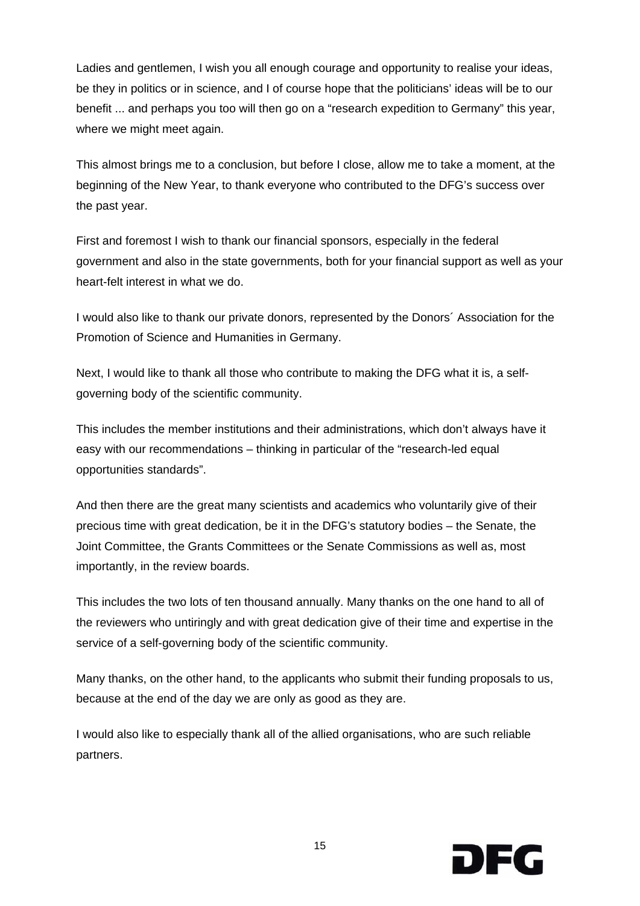Ladies and gentlemen, I wish you all enough courage and opportunity to realise your ideas, be they in politics or in science, and I of course hope that the politicians' ideas will be to our benefit ... and perhaps you too will then go on a "research expedition to Germany" this year, where we might meet again.

This almost brings me to a conclusion, but before I close, allow me to take a moment, at the beginning of the New Year, to thank everyone who contributed to the DFG's success over the past year.

First and foremost I wish to thank our financial sponsors, especially in the federal government and also in the state governments, both for your financial support as well as your heart-felt interest in what we do.

I would also like to thank our private donors, represented by the Donors´ Association for the Promotion of Science and Humanities in Germany.

Next, I would like to thank all those who contribute to making the DFG what it is, a self-governing body of the scientific community.

This includes the member institutions and their administrations, which don't always have it easy with our recommendations – thinking in particular of the "research-led equal opportunities standards".

And then there are the great many scientists and academics who voluntarily give of their precious time with great dedication, be it in the DFG's statutory bodies – the Senate, the Joint Committee, the Grants Committees or the Senate Commissions as well as, most importantly, in the review boards.

This includes the two lots of ten thousand annually. Many thanks on the one hand to all of the reviewers who untiringly and with great dedication give of their time and expertise in the service of a self-governing body of the scientific community.

Many thanks, on the other hand, to the applicants who submit their funding proposals to us, because at the end of the day we are only as good as they are.

I would also like to especially thank all of the allied organisations, who are such reliable partners.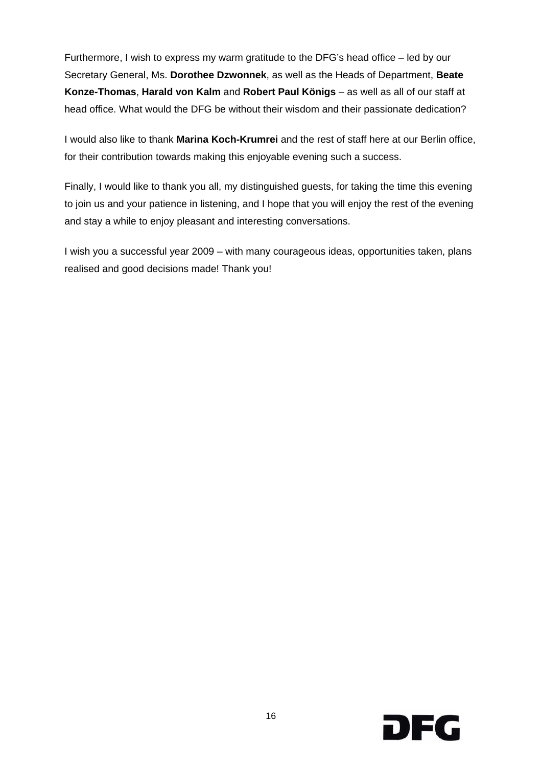Furthermore, I wish to express my warm gratitude to the DFG's head office – led by our Secretary General, Ms. **Dorothee Dzwonnek**, as well as the Heads of Department, **Beate Konze-Thomas**, **Harald von Kalm** and **Robert Paul Königs** – as well as all of our staff at head office. What would the DFG be without their wisdom and their passionate dedication?

I would also like to thank **Marina Koch-Krumrei** and the rest of staff here at our Berlin office, for their contribution towards making this enjoyable evening such a success.

Finally, I would like to thank you all, my distinguished guests, for taking the time this evening to join us and your patience in listening, and I hope that you will enjoy the rest of the evening and stay a while to enjoy pleasant and interesting conversations.

I wish you a successful year 2009 – with many courageous ideas, opportunities taken, plans realised and good decisions made! Thank you!